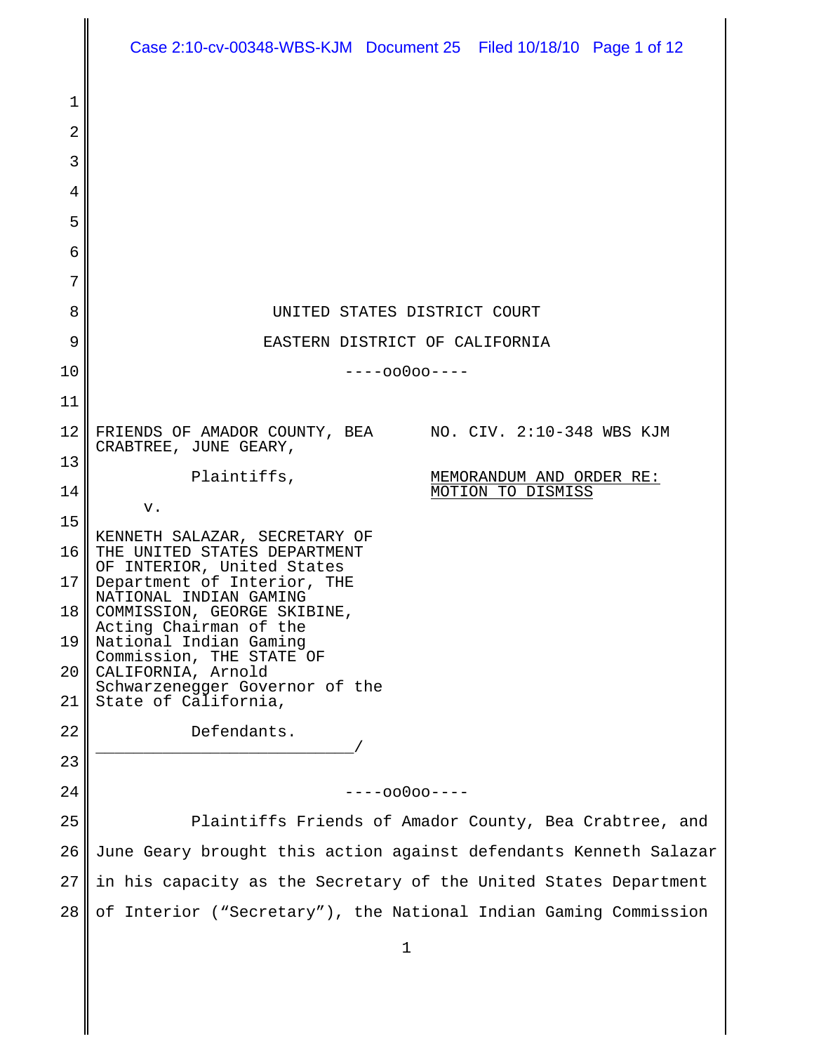UNITED STATES DISTRICT COURT

EASTERN DISTRICT OF CALIFORNIA

----oo0oo----

FRIENDS OF AMADOR COUNTY, BEA CRABTREE, JUNE GEARY,

Plaintiffs,

v.

KENNETH SALAZAR, SECRETARY OF THE UNITED STATES DEPARTMENT OF INTERIOR, United States Department of Interior, THE NATIONAL INDIAN GAMING COMMISSION, GEORGE SKIBINE, Acting Chairman of the National Indian Gaming Commission, THE STATE OF CALIFORNIA, Arnold Schwarzenegger Governor of the State of California,

Defendants.

\_\_\_\_\_\_\_\_\_\_\_\_\_\_\_\_\_\_\_\_\_\_\_\_\_\_\_/

NO. CIV. 2:10-348 WBS KJM

MEMORANDUM AND ORDER RE: MOTION TO DISMISS

----oo0oo----

Plaintiffs Friends of Amador County, Bea Crabtree, and June Geary brought this action against defendants Kenneth Salazar in his capacity as the Secretary of the United States Department of Interior ("Secretary"), the National Indian Gaming Commission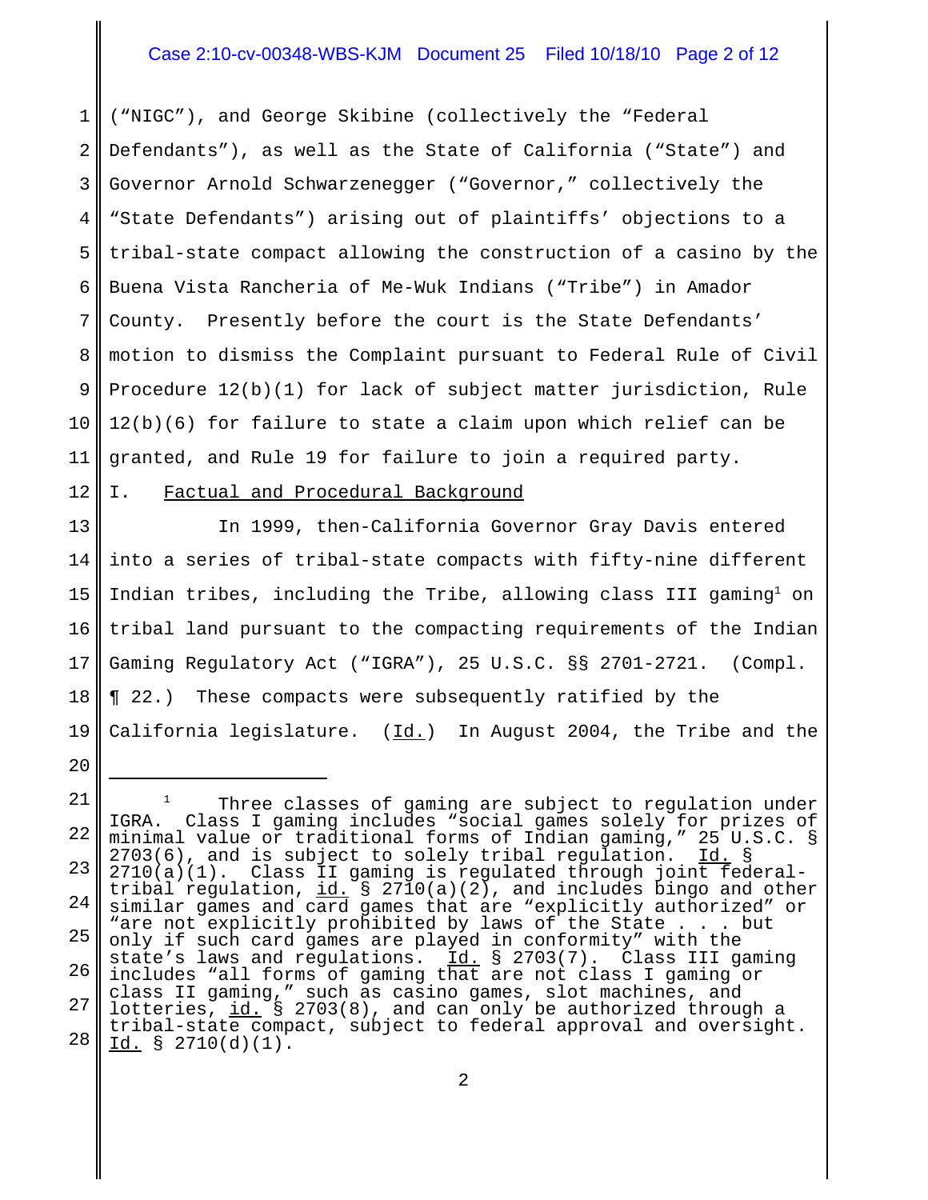("NIGC"), and George Skibine (collectively the "Federal Defendants"), as well as the State of California ("State") and Governor Arnold Schwarzenegger ("Governor," collectively the "State Defendants") arising out of plaintiffs' objections to a tribal-state compact allowing the construction of a casino by the Buena Vista Rancheria of Me-Wuk Indians ("Tribe") in Amador County. Presently before the court is the State Defendants' motion to dismiss the Complaint pursuant to Federal Rule of Civil Procedure 12(b)(1) for lack of subject matter jurisdiction, Rule 12(b)(6) for failure to state a claim upon which relief can be granted, and Rule 19 for failure to join a required party.

I. Factual and Procedural Background

In 1999, then-California Governor Gray Davis entered into a series of tribal-state compacts with fifty-nine different Indian tribes, including the Tribe, allowing class III gaming[1] on tribal land pursuant to the compacting requirements of the Indian Gaming Regulatory Act ("IGRA"), 25 U.S.C. §§ 2701-2721. (Compl. ¶ 22.) These compacts were subsequently ratified by the California legislature. (Id.) In August 2004, the Tribe and the

[1] Three classes of gaming are subject to regulation under IGRA. Class I gaming includes "social games solely for prizes of minimal value or traditional forms of Indian gaming," 25 U.S.C. § 2703(6), and is subject to solely tribal regulation. Id. § 2710(a)(1). Class II gaming is regulated through joint federal-tribal regulation, id. § 2710(a)(2), and includes bingo and other similar games and card games that are "explicitly authorized" or "are not explicitly prohibited by laws of the State . . . but only if such card games are played in conformity" with the state's laws and regulations. Id. § 2703(7). Class III gaming includes "all forms of gaming that are not class I gaming or class II gaming," such as casino games, slot machines, and lotteries, id. § 2703(8), and can only be authorized through a tribal-state compact, subject to federal approval and oversight. Id. § 2710(d)(1).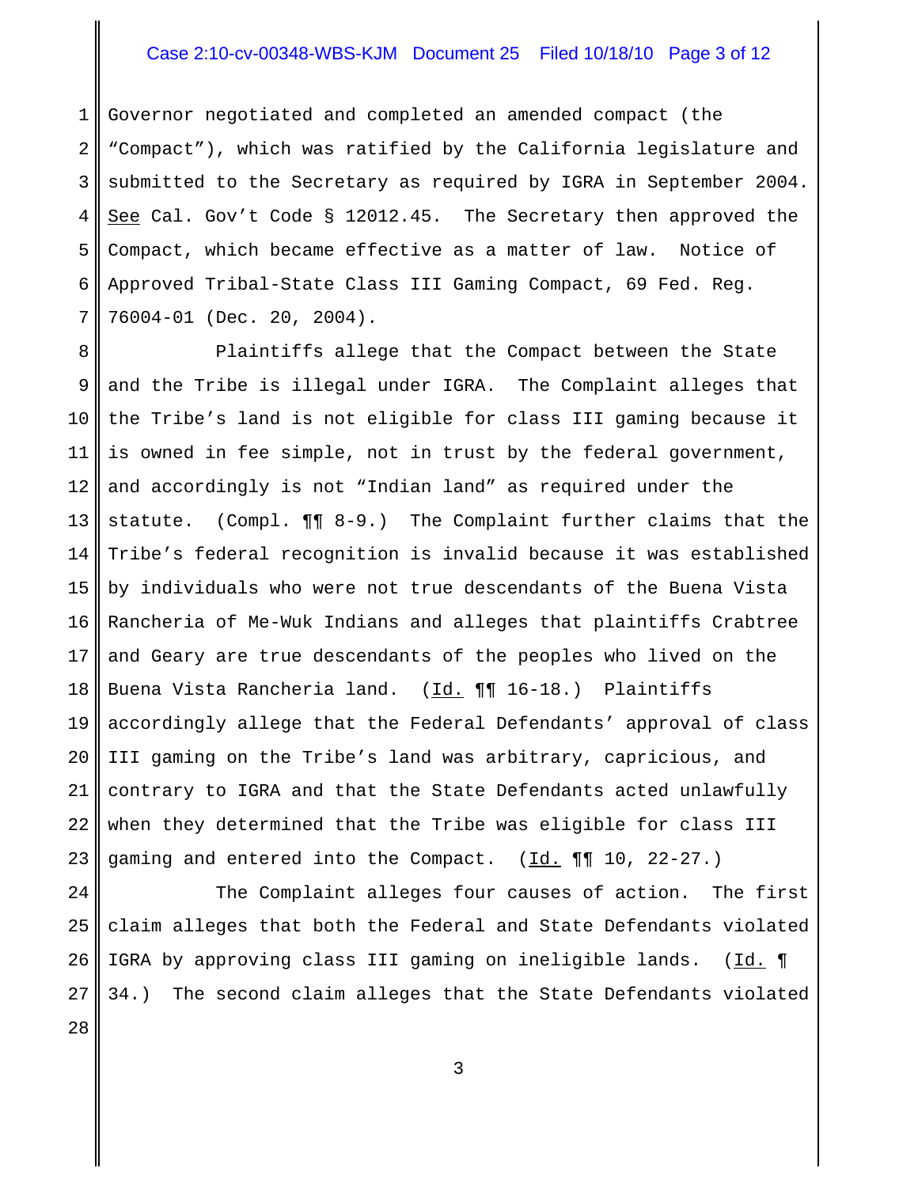Governor negotiated and completed an amended compact (the "Compact"), which was ratified by the California legislature and submitted to the Secretary as required by IGRA in September 2004. See Cal. Gov't Code § 12012.45. The Secretary then approved the Compact, which became effective as a matter of law. Notice of Approved Tribal-State Class III Gaming Compact, 69 Fed. Reg. 76004-01 (Dec. 20, 2004).

Plaintiffs allege that the Compact between the State and the Tribe is illegal under IGRA. The Complaint alleges that the Tribe's land is not eligible for class III gaming because it is owned in fee simple, not in trust by the federal government, and accordingly is not "Indian land" as required under the statute. (Compl. ¶¶ 8-9.) The Complaint further claims that the Tribe's federal recognition is invalid because it was established by individuals who were not true descendants of the Buena Vista Rancheria of Me-Wuk Indians and alleges that plaintiffs Crabtree and Geary are true descendants of the peoples who lived on the Buena Vista Rancheria land. (Id. ¶¶ 16-18.) Plaintiffs accordingly allege that the Federal Defendants' approval of class III gaming on the Tribe's land was arbitrary, capricious, and contrary to IGRA and that the State Defendants acted unlawfully when they determined that the Tribe was eligible for class III gaming and entered into the Compact. (Id. ¶¶ 10, 22-27.)

The Complaint alleges four causes of action. The first claim alleges that both the Federal and State Defendants violated IGRA by approving class III gaming on ineligible lands. (Id. ¶ 34.) The second claim alleges that the State Defendants violated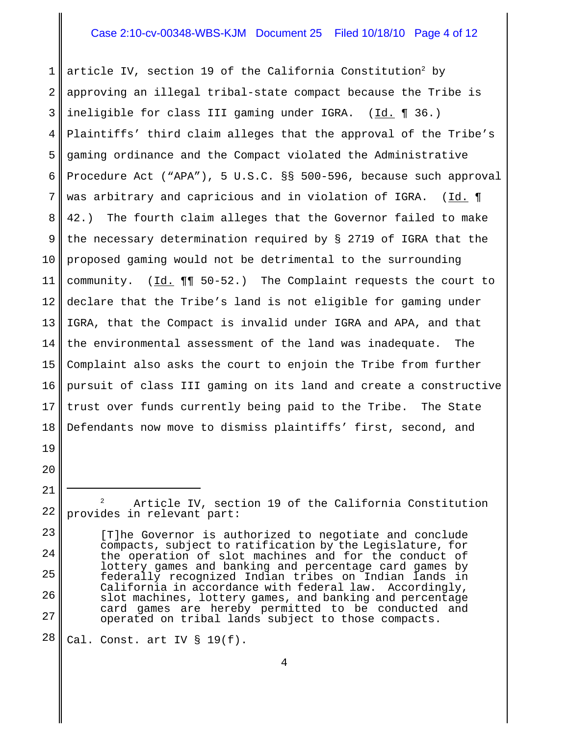article IV, section 19 of the California Constitution[2] by approving an illegal tribal-state compact because the Tribe is ineligible for class III gaming under IGRA. (Id. ¶ 36.) Plaintiffs' third claim alleges that the approval of the Tribe's gaming ordinance and the Compact violated the Administrative Procedure Act ("APA"), 5 U.S.C. §§ 500-596, because such approval was arbitrary and capricious and in violation of IGRA. (Id. ¶ 42.) The fourth claim alleges that the Governor failed to make the necessary determination required by § 2719 of IGRA that the proposed gaming would not be detrimental to the surrounding community. (Id. ¶¶ 50-52.) The Complaint requests the court to declare that the Tribe's land is not eligible for gaming under IGRA, that the Compact is invalid under IGRA and APA, and that the environmental assessment of the land was inadequate. The Complaint also asks the court to enjoin the Tribe from further pursuit of class III gaming on its land and create a constructive trust over funds currently being paid to the Tribe. The State Defendants now move to dismiss plaintiffs' first, second, and

---

[2] Article IV, section 19 of the California Constitution provides in relevant part:

> [T]he Governor is authorized to negotiate and conclude compacts, subject to ratification by the Legislature, for the operation of slot machines and for the conduct of lottery games and banking and percentage card games by federally recognized Indian tribes on Indian lands in California in accordance with federal law. Accordingly, slot machines, lottery games, and banking and percentage card games are hereby permitted to be conducted and operated on tribal lands subject to those compacts.

Cal. Const. art IV § 19(f).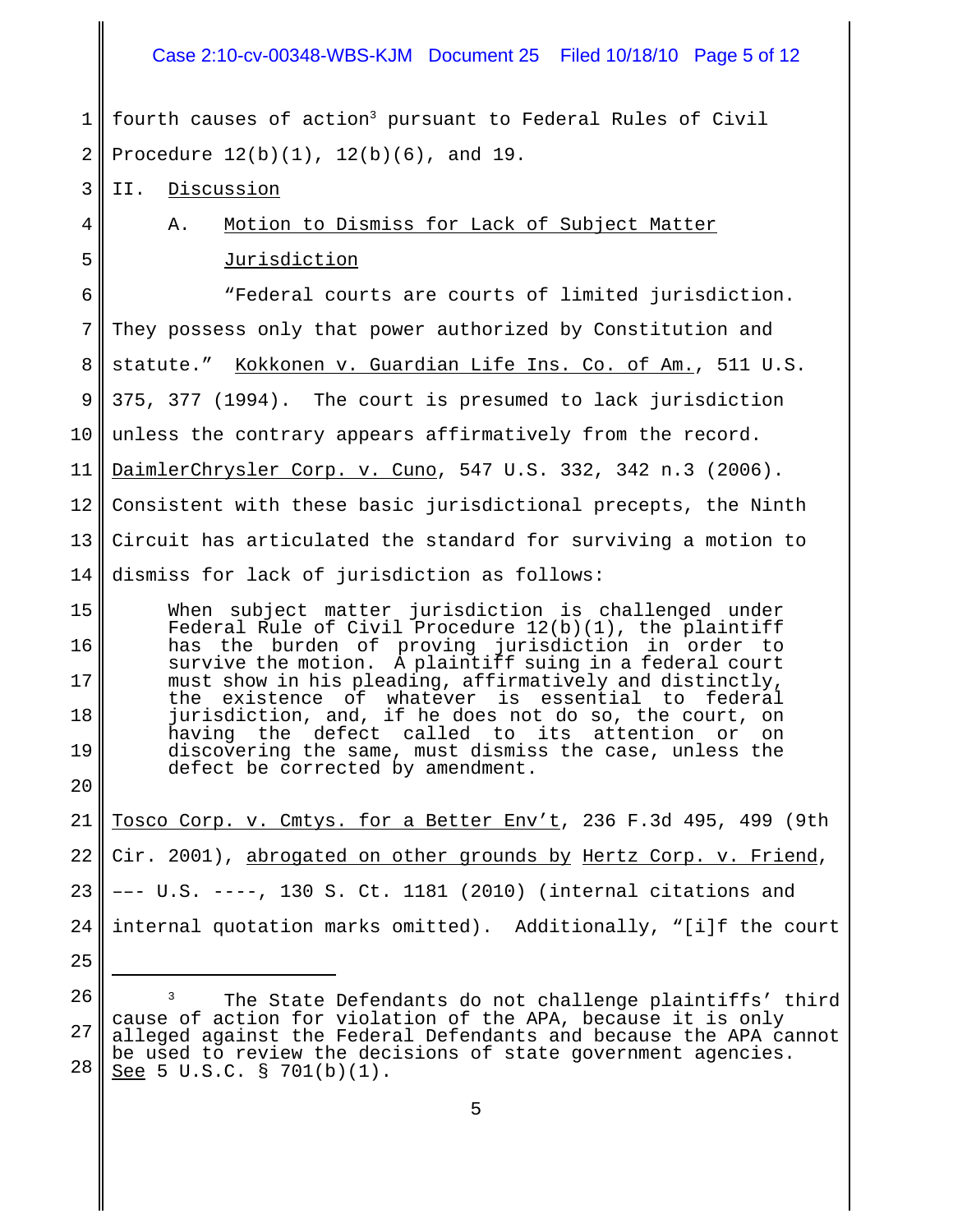fourth causes of action[3] pursuant to Federal Rules of Civil Procedure 12(b)(1), 12(b)(6), and 19.

## II. Discussion

### A. Motion to Dismiss for Lack of Subject Matter Jurisdiction

"Federal courts are courts of limited jurisdiction. They possess only that power authorized by Constitution and statute." Kokkonen v. Guardian Life Ins. Co. of Am., 511 U.S. 375, 377 (1994). The court is presumed to lack jurisdiction unless the contrary appears affirmatively from the record. DaimlerChrysler Corp. v. Cuno, 547 U.S. 332, 342 n.3 (2006). Consistent with these basic jurisdictional precepts, the Ninth Circuit has articulated the standard for surviving a motion to dismiss for lack of jurisdiction as follows:

> When subject matter jurisdiction is challenged under Federal Rule of Civil Procedure 12(b)(1), the plaintiff has the burden of proving jurisdiction in order to survive the motion. A plaintiff suing in a federal court must show in his pleading, affirmatively and distinctly, the existence of whatever is essential to federal jurisdiction, and, if he does not do so, the court, on having the defect called to its attention or on discovering the same, must dismiss the case, unless the defect be corrected by amendment.

Tosco Corp. v. Cmtys. for a Better Env't, 236 F.3d 495, 499 (9th Cir. 2001), abrogated on other grounds by Hertz Corp. v. Friend, ––– U.S. ----, 130 S. Ct. 1181 (2010) (internal citations and internal quotation marks omitted). Additionally, "[i]f the court

---

[3] The State Defendants do not challenge plaintiffs' third cause of action for violation of the APA, because it is only alleged against the Federal Defendants and because the APA cannot be used to review the decisions of state government agencies. See 5 U.S.C. § 701(b)(1).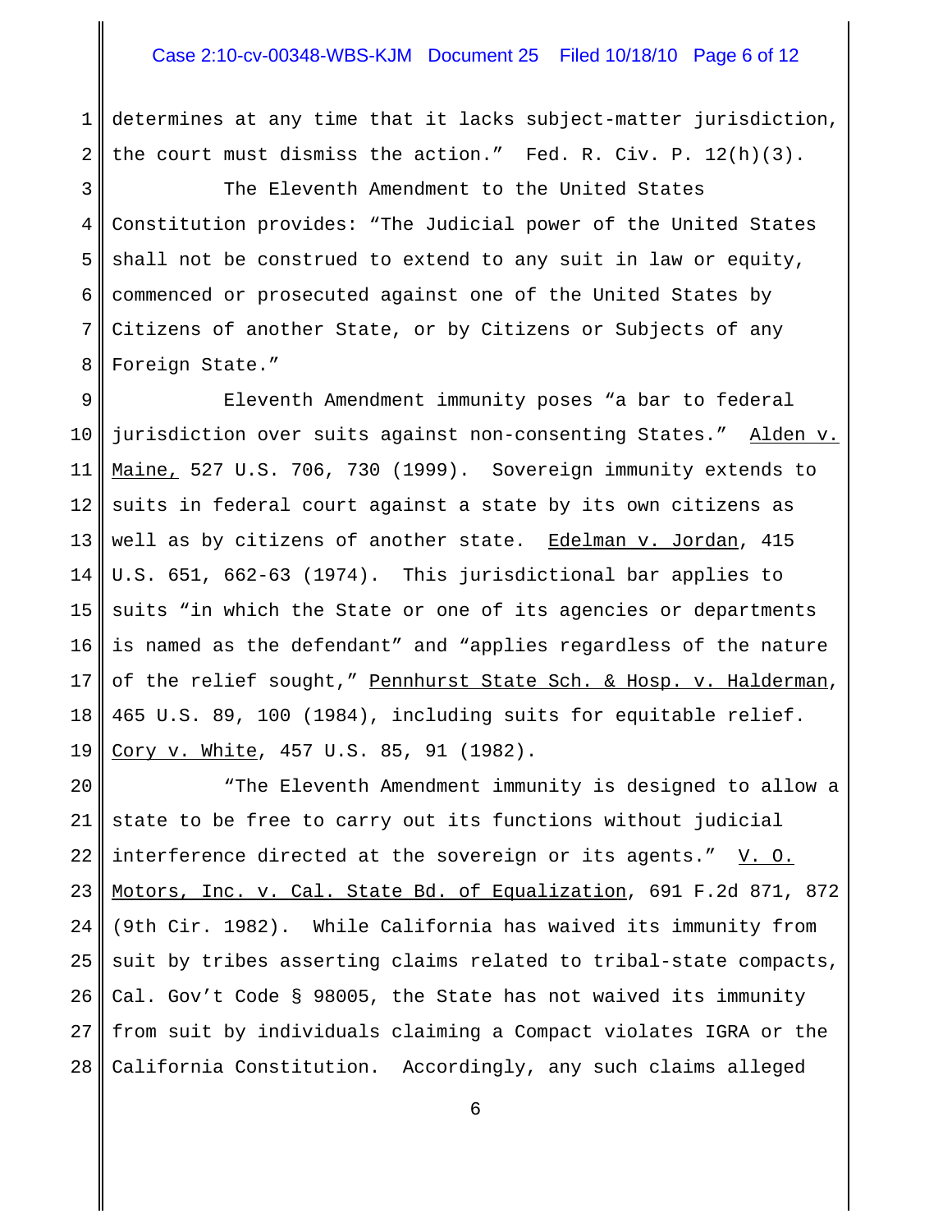determines at any time that it lacks subject-matter jurisdiction, the court must dismiss the action." Fed. R. Civ. P. 12(h)(3).

The Eleventh Amendment to the United States Constitution provides: "The Judicial power of the United States shall not be construed to extend to any suit in law or equity, commenced or prosecuted against one of the United States by Citizens of another State, or by Citizens or Subjects of any Foreign State."

Eleventh Amendment immunity poses "a bar to federal jurisdiction over suits against non-consenting States." Alden v. Maine, 527 U.S. 706, 730 (1999). Sovereign immunity extends to suits in federal court against a state by its own citizens as well as by citizens of another state. Edelman v. Jordan, 415 U.S. 651, 662-63 (1974). This jurisdictional bar applies to suits "in which the State or one of its agencies or departments is named as the defendant" and "applies regardless of the nature of the relief sought," Pennhurst State Sch. & Hosp. v. Halderman, 465 U.S. 89, 100 (1984), including suits for equitable relief. Cory v. White, 457 U.S. 85, 91 (1982).

"The Eleventh Amendment immunity is designed to allow a state to be free to carry out its functions without judicial interference directed at the sovereign or its agents." V. O. Motors, Inc. v. Cal. State Bd. of Equalization, 691 F.2d 871, 872 (9th Cir. 1982). While California has waived its immunity from suit by tribes asserting claims related to tribal-state compacts, Cal. Gov't Code § 98005, the State has not waived its immunity from suit by individuals claiming a Compact violates IGRA or the California Constitution. Accordingly, any such claims alleged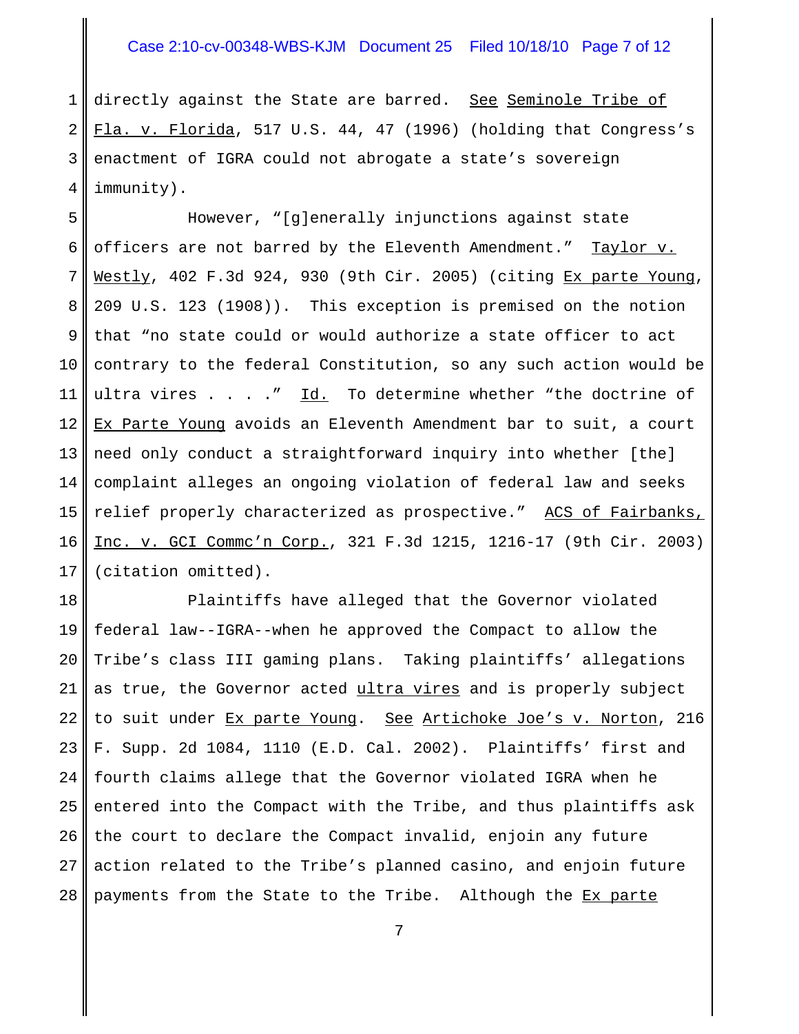directly against the State are barred. _See_ _Seminole Tribe of Fla. v. Florida_, 517 U.S. 44, 47 (1996) (holding that Congress's enactment of IGRA could not abrogate a state's sovereign immunity).

However, "[g]enerally injunctions against state officers are not barred by the Eleventh Amendment." _Taylor v. Westly_, 402 F.3d 924, 930 (9th Cir. 2005) (citing _Ex parte Young_, 209 U.S. 123 (1908)). This exception is premised on the notion that "no state could or would authorize a state officer to act contrary to the federal Constitution, so any such action would be ultra vires . . . ." _Id._ To determine whether "the doctrine of _Ex Parte Young_ avoids an Eleventh Amendment bar to suit, a court need only conduct a straightforward inquiry into whether [the] complaint alleges an ongoing violation of federal law and seeks relief properly characterized as prospective." _ACS of Fairbanks, Inc. v. GCI Commc'n Corp._, 321 F.3d 1215, 1216-17 (9th Cir. 2003) (citation omitted).

Plaintiffs have alleged that the Governor violated federal law--IGRA--when he approved the Compact to allow the Tribe's class III gaming plans. Taking plaintiffs' allegations as true, the Governor acted _ultra vires_ and is properly subject to suit under _Ex parte Young_. _See_ _Artichoke Joe's v. Norton_, 216 F. Supp. 2d 1084, 1110 (E.D. Cal. 2002). Plaintiffs' first and fourth claims allege that the Governor violated IGRA when he entered into the Compact with the Tribe, and thus plaintiffs ask the court to declare the Compact invalid, enjoin any future action related to the Tribe's planned casino, and enjoin future payments from the State to the Tribe. Although the _Ex parte_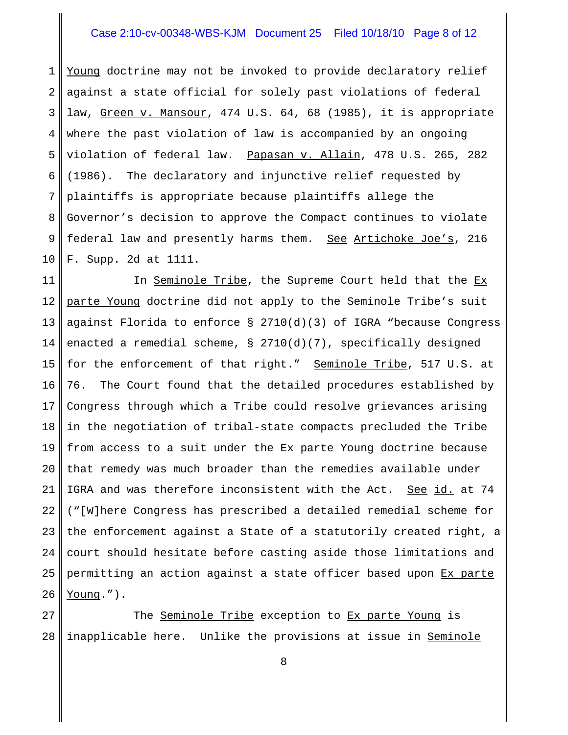Young doctrine may not be invoked to provide declaratory relief against a state official for solely past violations of federal law, Green v. Mansour, 474 U.S. 64, 68 (1985), it is appropriate where the past violation of law is accompanied by an ongoing violation of federal law. Papasan v. Allain, 478 U.S. 265, 282 (1986). The declaratory and injunctive relief requested by plaintiffs is appropriate because plaintiffs allege the Governor's decision to approve the Compact continues to violate federal law and presently harms them. See Artichoke Joe's, 216 F. Supp. 2d at 1111.

In Seminole Tribe, the Supreme Court held that the Ex parte Young doctrine did not apply to the Seminole Tribe's suit against Florida to enforce § 2710(d)(3) of IGRA "because Congress enacted a remedial scheme, § 2710(d)(7), specifically designed for the enforcement of that right." Seminole Tribe, 517 U.S. at 76. The Court found that the detailed procedures established by Congress through which a Tribe could resolve grievances arising in the negotiation of tribal-state compacts precluded the Tribe from access to a suit under the Ex parte Young doctrine because that remedy was much broader than the remedies available under IGRA and was therefore inconsistent with the Act. See id. at 74 ("[W]here Congress has prescribed a detailed remedial scheme for the enforcement against a State of a statutorily created right, a court should hesitate before casting aside those limitations and permitting an action against a state officer based upon Ex parte Young.").

The Seminole Tribe exception to Ex parte Young is inapplicable here. Unlike the provisions at issue in Seminole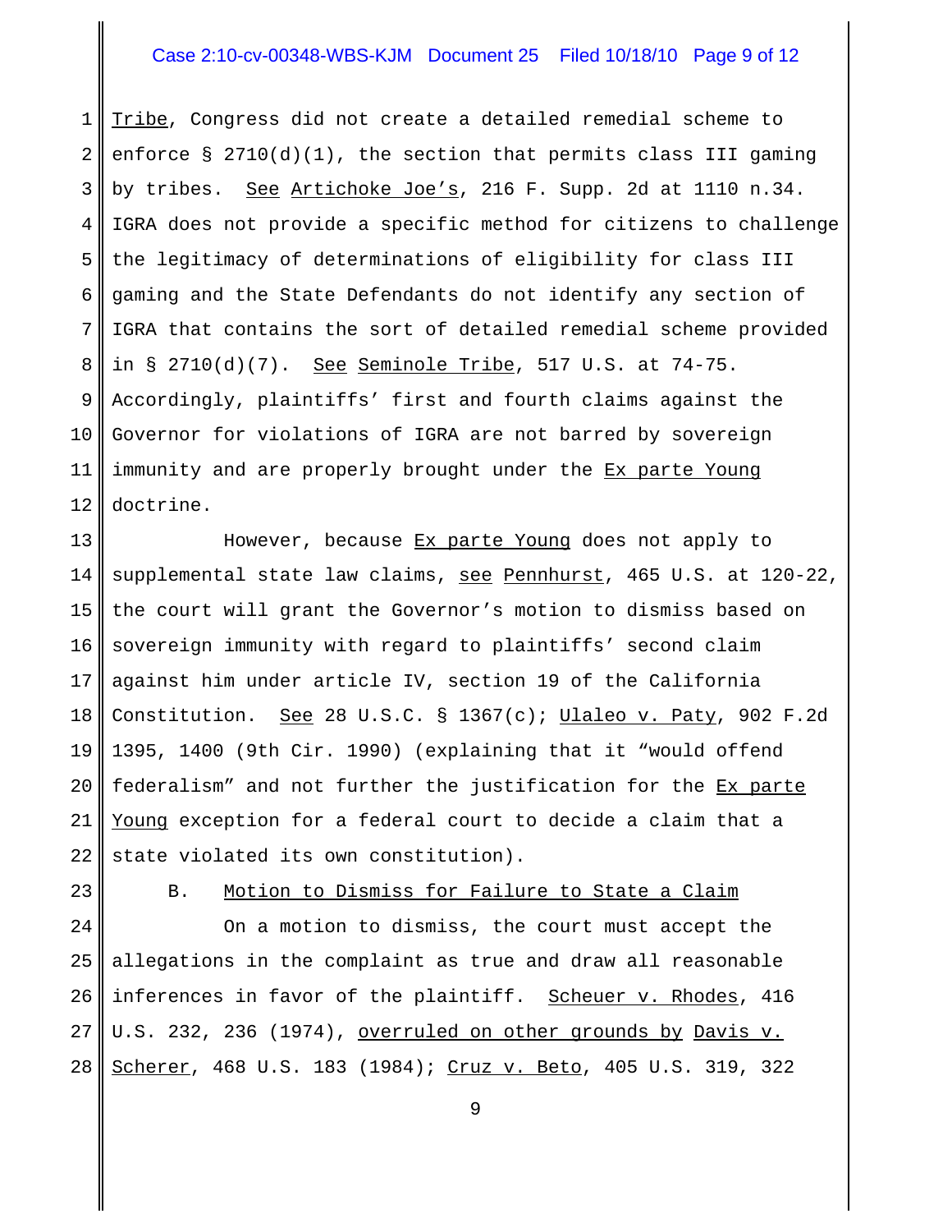Tribe, Congress did not create a detailed remedial scheme to enforce § 2710(d)(1), the section that permits class III gaming by tribes. See Artichoke Joe's, 216 F. Supp. 2d at 1110 n.34. IGRA does not provide a specific method for citizens to challenge the legitimacy of determinations of eligibility for class III gaming and the State Defendants do not identify any section of IGRA that contains the sort of detailed remedial scheme provided in § 2710(d)(7). See Seminole Tribe, 517 U.S. at 74-75. Accordingly, plaintiffs' first and fourth claims against the Governor for violations of IGRA are not barred by sovereign immunity and are properly brought under the Ex parte Young doctrine.

However, because Ex parte Young does not apply to supplemental state law claims, see Pennhurst, 465 U.S. at 120-22, the court will grant the Governor's motion to dismiss based on sovereign immunity with regard to plaintiffs' second claim against him under article IV, section 19 of the California Constitution. See 28 U.S.C. § 1367(c); Ulaleo v. Paty, 902 F.2d 1395, 1400 (9th Cir. 1990) (explaining that it "would offend federalism" and not further the justification for the Ex parte Young exception for a federal court to decide a claim that a state violated its own constitution).

B. Motion to Dismiss for Failure to State a Claim

On a motion to dismiss, the court must accept the allegations in the complaint as true and draw all reasonable inferences in favor of the plaintiff. Scheuer v. Rhodes, 416 U.S. 232, 236 (1974), overruled on other grounds by Davis v. Scherer, 468 U.S. 183 (1984); Cruz v. Beto, 405 U.S. 319, 322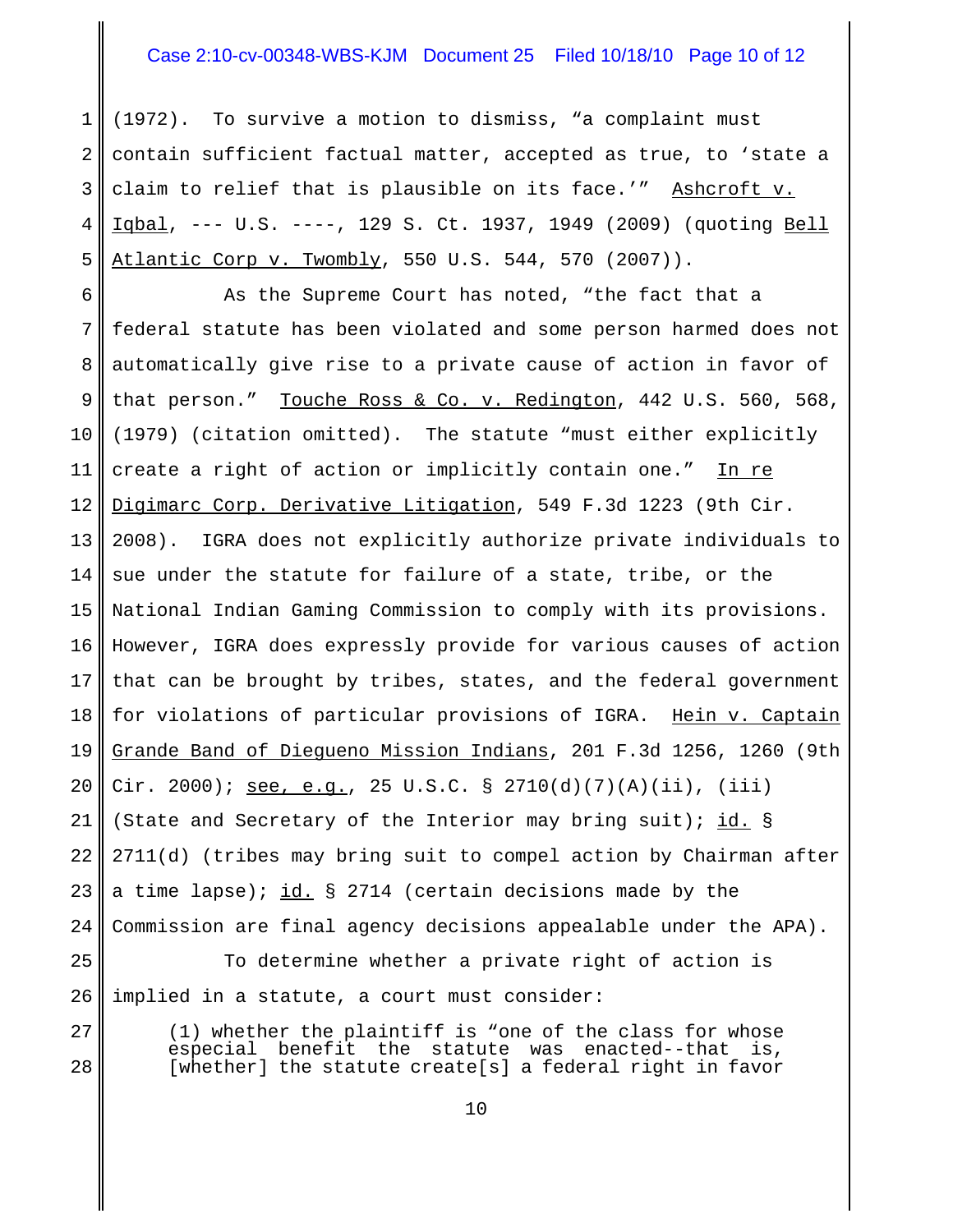(1972). To survive a motion to dismiss, "a complaint must contain sufficient factual matter, accepted as true, to 'state a claim to relief that is plausible on its face.'" Ashcroft v. Iqbal, --- U.S. ----, 129 S. Ct. 1937, 1949 (2009) (quoting Bell Atlantic Corp v. Twombly, 550 U.S. 544, 570 (2007)).

As the Supreme Court has noted, "the fact that a federal statute has been violated and some person harmed does not automatically give rise to a private cause of action in favor of that person." Touche Ross & Co. v. Redington, 442 U.S. 560, 568, (1979) (citation omitted). The statute "must either explicitly create a right of action or implicitly contain one." In re Digimarc Corp. Derivative Litigation, 549 F.3d 1223 (9th Cir. 2008). IGRA does not explicitly authorize private individuals to sue under the statute for failure of a state, tribe, or the National Indian Gaming Commission to comply with its provisions. However, IGRA does expressly provide for various causes of action that can be brought by tribes, states, and the federal government for violations of particular provisions of IGRA. Hein v. Captain Grande Band of Diegueno Mission Indians, 201 F.3d 1256, 1260 (9th Cir. 2000); see, e.g., 25 U.S.C. § 2710(d)(7)(A)(ii), (iii) (State and Secretary of the Interior may bring suit); id. § 2711(d) (tribes may bring suit to compel action by Chairman after a time lapse); id. § 2714 (certain decisions made by the Commission are final agency decisions appealable under the APA).

To determine whether a private right of action is implied in a statute, a court must consider:

> (1) whether the plaintiff is "one of the class for whose especial benefit the statute was enacted--that is, [whether] the statute create[s] a federal right in favor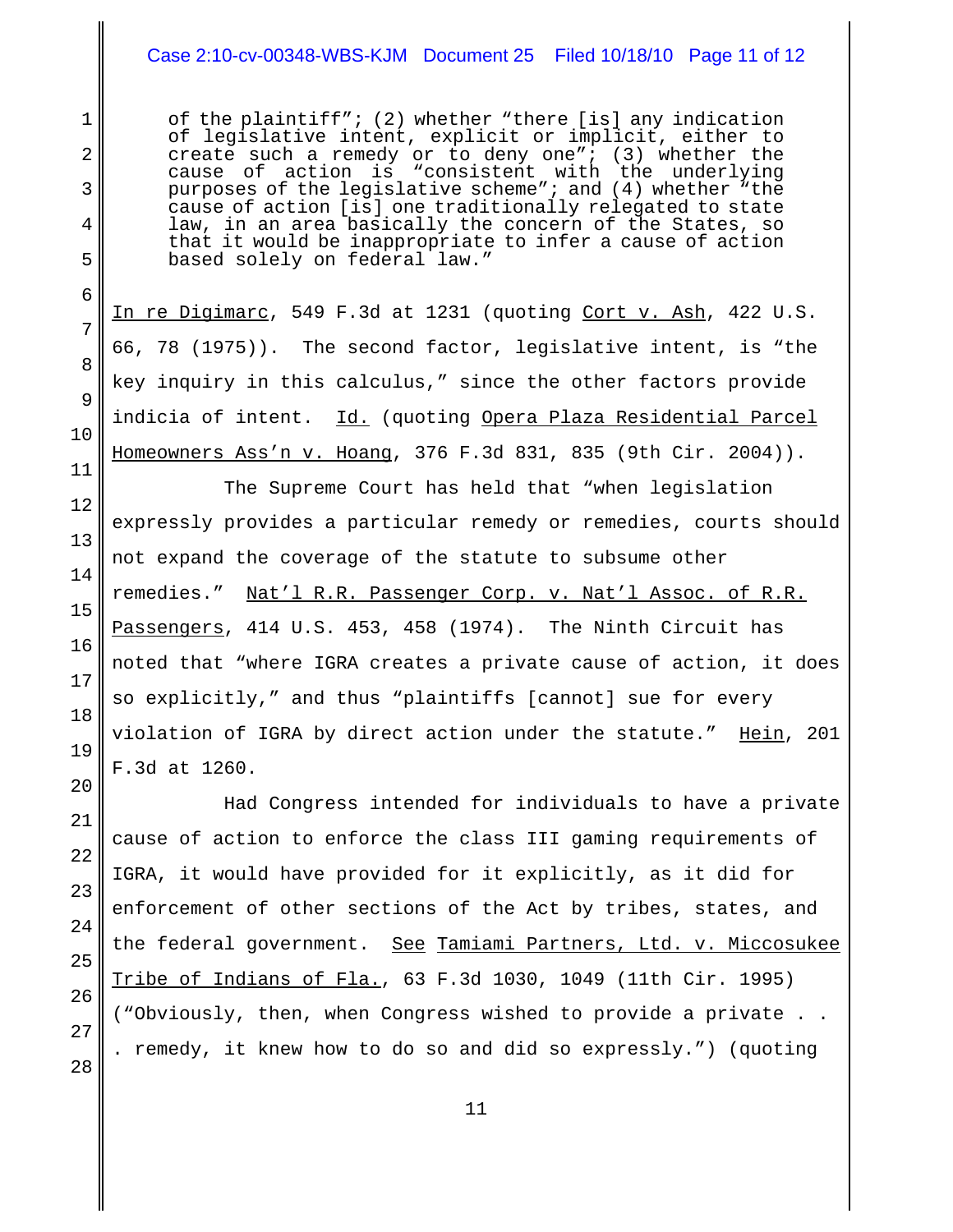> of the plaintiff"; (2) whether "there [is] any indication of legislative intent, explicit or implicit, either to create such a remedy or to deny one"; (3) whether the cause of action is "consistent with the underlying purposes of the legislative scheme"; and (4) whether "the cause of action [is] one traditionally relegated to state law, in an area basically the concern of the States, so that it would be inappropriate to infer a cause of action based solely on federal law."

In re Digimarc, 549 F.3d at 1231 (quoting Cort v. Ash, 422 U.S. 66, 78 (1975)). The second factor, legislative intent, is "the key inquiry in this calculus," since the other factors provide indicia of intent. Id. (quoting Opera Plaza Residential Parcel Homeowners Ass'n v. Hoang, 376 F.3d 831, 835 (9th Cir. 2004)).

The Supreme Court has held that "when legislation expressly provides a particular remedy or remedies, courts should not expand the coverage of the statute to subsume other remedies." Nat'l R.R. Passenger Corp. v. Nat'l Assoc. of R.R. Passengers, 414 U.S. 453, 458 (1974). The Ninth Circuit has noted that "where IGRA creates a private cause of action, it does so explicitly," and thus "plaintiffs [cannot] sue for every violation of IGRA by direct action under the statute." Hein, 201 F.3d at 1260.

Had Congress intended for individuals to have a private cause of action to enforce the class III gaming requirements of IGRA, it would have provided for it explicitly, as it did for enforcement of other sections of the Act by tribes, states, and the federal government. See Tamiami Partners, Ltd. v. Miccosukee Tribe of Indians of Fla., 63 F.3d 1030, 1049 (11th Cir. 1995) ("Obviously, then, when Congress wished to provide a private . . . remedy, it knew how to do so and did so expressly.") (quoting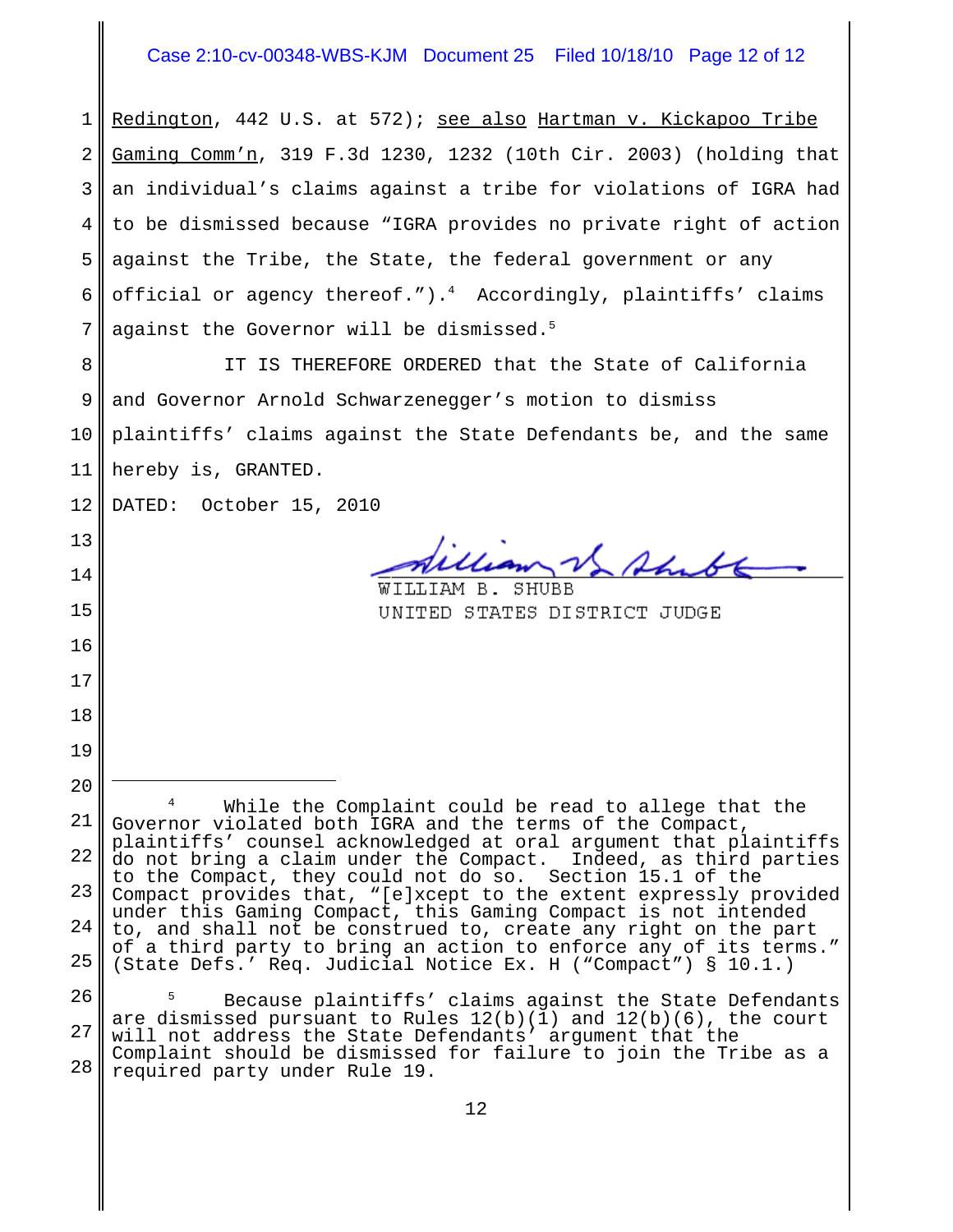Redington, 442 U.S. at 572); see also Hartman v. Kickapoo Tribe Gaming Comm'n, 319 F.3d 1230, 1232 (10th Cir. 2003) (holding that an individual's claims against a tribe for violations of IGRA had to be dismissed because "IGRA provides no private right of action against the Tribe, the State, the federal government or any official or agency thereof.").[4] Accordingly, plaintiffs' claims against the Governor will be dismissed.[5]

IT IS THEREFORE ORDERED that the State of California and Governor Arnold Schwarzenegger's motion to dismiss plaintiffs' claims against the State Defendants be, and the same hereby is, GRANTED.

DATED: October 15, 2010

WILLIAM B. SHUBB
UNITED STATES DISTRICT JUDGE

---

[4] While the Complaint could be read to allege that the Governor violated both IGRA and the terms of the Compact, plaintiffs' counsel acknowledged at oral argument that plaintiffs do not bring a claim under the Compact. Indeed, as third parties to the Compact, they could not do so. Section 15.1 of the Compact provides that, "[e]xcept to the extent expressly provided under this Gaming Compact, this Gaming Compact is not intended to, and shall not be construed to, create any right on the part of a third party to bring an action to enforce any of its terms." (State Defs.' Req. Judicial Notice Ex. H ("Compact") § 10.1.)

[5] Because plaintiffs' claims against the State Defendants are dismissed pursuant to Rules 12(b)(1) and 12(b)(6), the court will not address the State Defendants' argument that the Complaint should be dismissed for failure to join the Tribe as a required party under Rule 19.